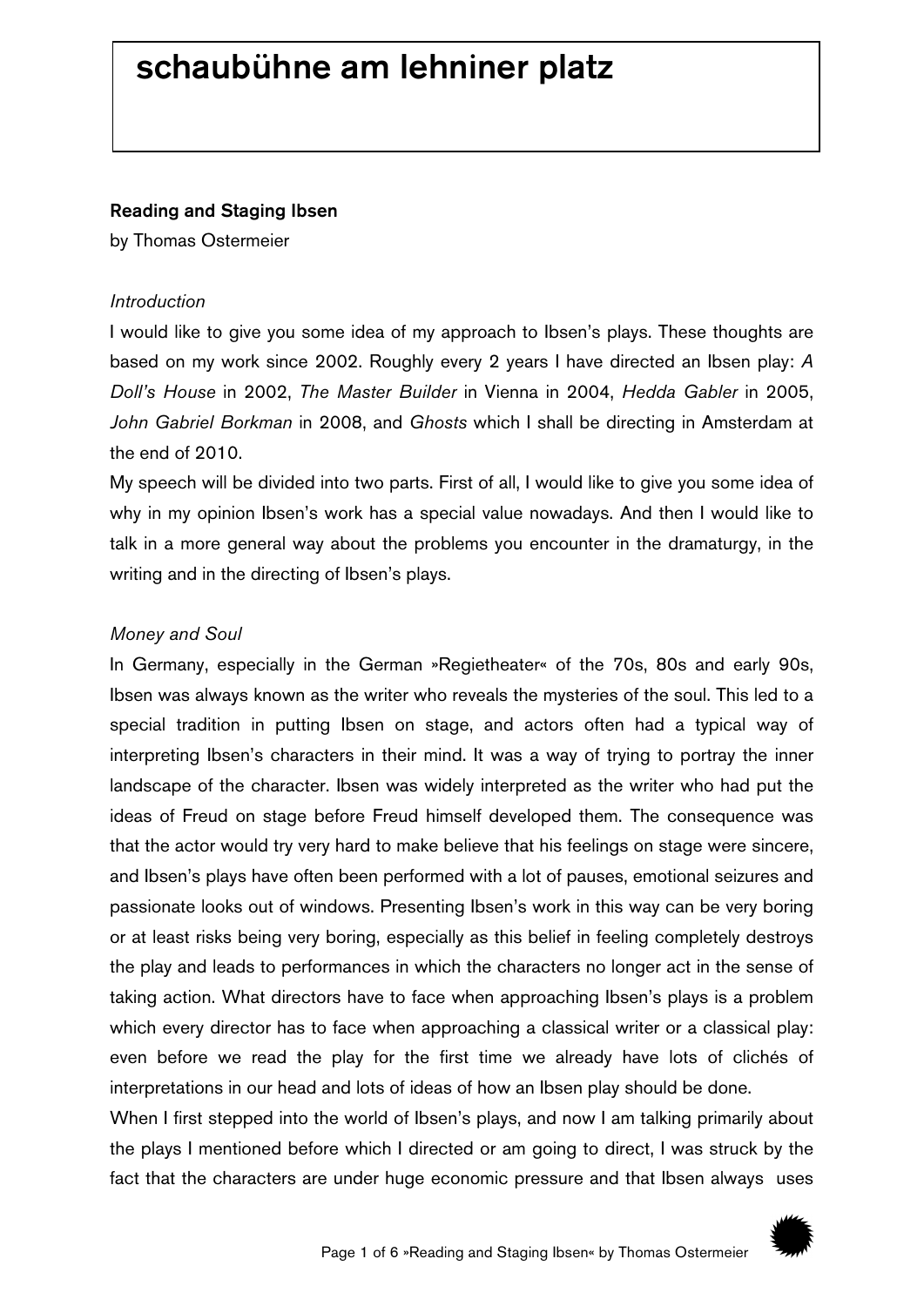# schaubühne am lehniner platz

## Reading and Staging Ibsen

by Thomas Ostermeier

*Introduction*

I would like to give you some idea of my approach to Ibsen's plays. These thoughts are based on my work since 2002. Roughly every 2 years I have directed an Ibsen play: *A Doll's House* in 2002, *The Master Builder* in Vienna in 2004, *Hedda Gabler* in 2005, *John Gabriel Borkman* in 2008, and *Ghosts* which I shall be directing in Amsterdam at the end of 2010.

My speech will be divided into two parts. First of all, I would like to give you some idea of why in my opinion Ibsen's work has a special value nowadays. And then I would like to talk in a more general way about the problems you encounter in the dramaturgy, in the writing and in the directing of Ibsen's plays.

*Money and Soul*

In Germany, especially in the German »Regietheater« of the 70s, 80s and early 90s, Ibsen was always known as the writer who reveals the mysteries of the soul. This led to a special tradition in putting Ibsen on stage, and actors often had a typical way of interpreting Ibsen's characters in their mind. It was a way of trying to portray the inner landscape of the character. Ibsen was widely interpreted as the writer who had put the ideas of Freud on stage before Freud himself developed them. The consequence was that the actor would try very hard to make believe that his feelings on stage were sincere, and Ibsen's plays have often been performed with a lot of pauses, emotional seizures and passionate looks out of windows. Presenting Ibsen's work in this way can be very boring or at least risks being very boring, especially as this belief in feeling completely destroys the play and leads to performances in which the characters no longer act in the sense of taking action. What directors have to face when approaching Ibsen's plays is a problem which every director has to face when approaching a classical writer or a classical play: even before we read the play for the first time we already have lots of clichés of interpretations in our head and lots of ideas of how an Ibsen play should be done.

When I first stepped into the world of Ibsen's plays, and now I am talking primarily about the plays I mentioned before which I directed or am going to direct, I was struck by the fact that the characters are under huge economic pressure and that Ibsen always uses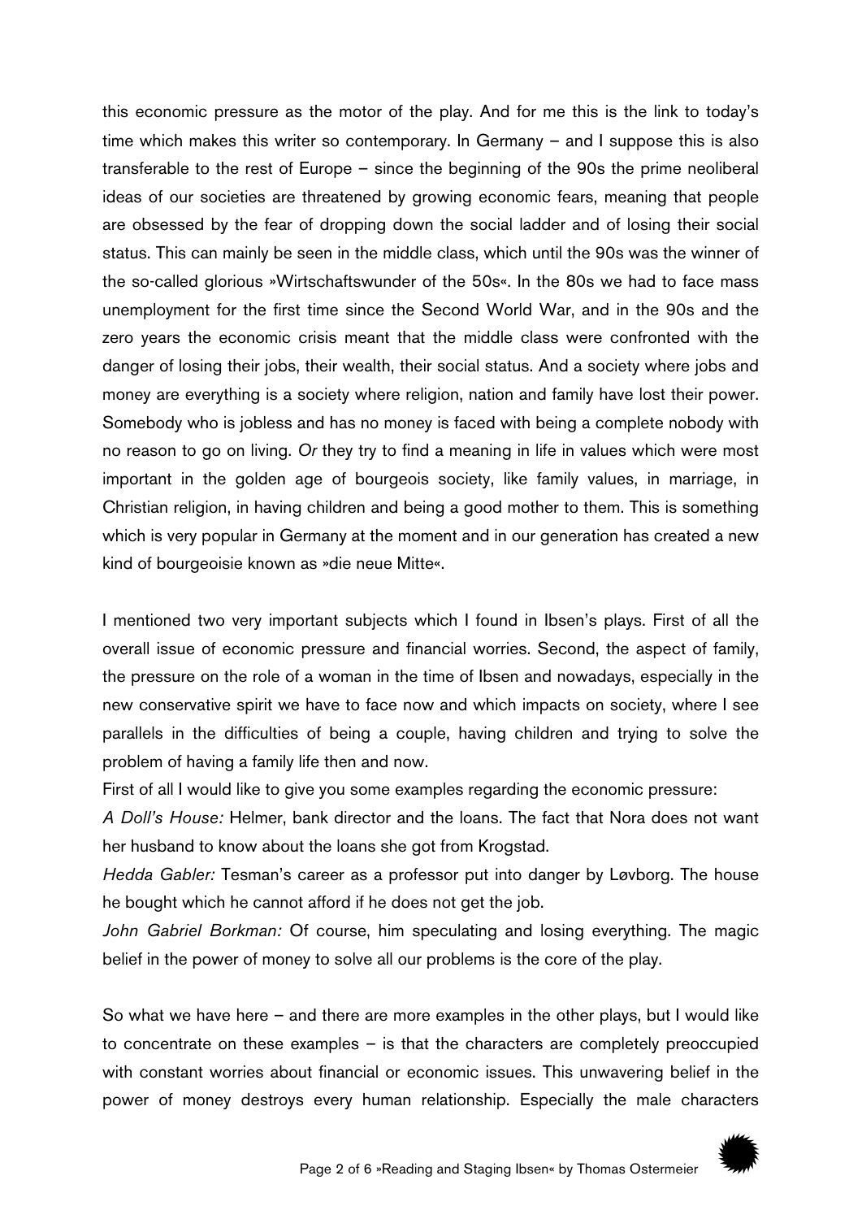this economic pressure as the motor of the play. And for me this is the link to today's time which makes this writer so contemporary. In Germany – and I suppose this is also transferable to the rest of Europe – since the beginning of the 90s the prime neoliberal ideas of our societies are threatened by growing economic fears, meaning that people are obsessed by the fear of dropping down the social ladder and of losing their social status. This can mainly be seen in the middle class, which until the 90s was the winner of the so-called glorious »Wirtschaftswunder of the 50s«. In the 80s we had to face mass unemployment for the first time since the Second World War, and in the 90s and the zero years the economic crisis meant that the middle class were confronted with the danger of losing their jobs, their wealth, their social status. And a society where jobs and money are everything is a society where religion, nation and family have lost their power. Somebody who is jobless and has no money is faced with being a complete nobody with no reason to go on living. *Or* they try to find a meaning in life in values which were most important in the golden age of bourgeois society, like family values, in marriage, in Christian religion, in having children and being a good mother to them. This is something which is very popular in Germany at the moment and in our generation has created a new kind of bourgeoisie known as »die neue Mitte«.

I mentioned two very important subjects which I found in Ibsen's plays. First of all the overall issue of economic pressure and financial worries. Second, the aspect of family, the pressure on the role of a woman in the time of Ibsen and nowadays, especially in the new conservative spirit we have to face now and which impacts on society, where I see parallels in the difficulties of being a couple, having children and trying to solve the problem of having a family life then and now.

First of all I would like to give you some examples regarding the economic pressure:

*A Doll's House:* Helmer, bank director and the loans. The fact that Nora does not want her husband to know about the loans she got from Krogstad.

*Hedda Gabler:* Tesman's career as a professor put into danger by Løvborg. The house he bought which he cannot afford if he does not get the job.

*John Gabriel Borkman:* Of course, him speculating and losing everything. The magic belief in the power of money to solve all our problems is the core of the play.

So what we have here – and there are more examples in the other plays, but I would like to concentrate on these examples – is that the characters are completely preoccupied with constant worries about financial or economic issues. This unwavering belief in the power of money destroys every human relationship. Especially the male characters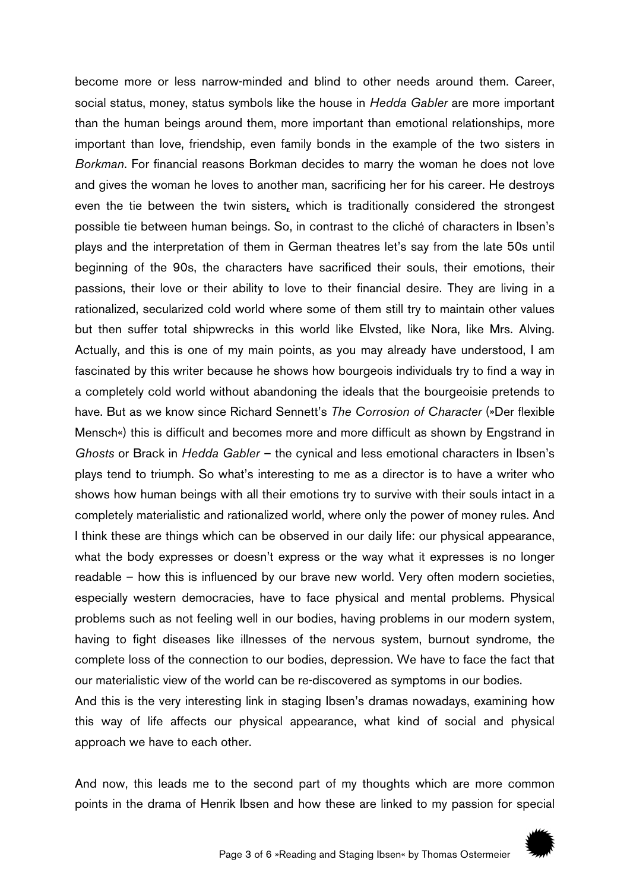become more or less narrow-minded and blind to other needs around them. Career, social status, money, status symbols like the house in *Hedda Gabler* are more important than the human beings around them, more important than emotional relationships, more important than love, friendship, even family bonds in the example of the two sisters in *Borkman*. For financial reasons Borkman decides to marry the woman he does not love and gives the woman he loves to another man, sacrificing her for his career. He destroys even the tie between the twin sisters, which is traditionally considered the strongest possible tie between human beings. So, in contrast to the cliché of characters in Ibsen's plays and the interpretation of them in German theatres let's say from the late 50s until beginning of the 90s, the characters have sacrificed their souls, their emotions, their passions, their love or their ability to love to their financial desire. They are living in a rationalized, secularized cold world where some of them still try to maintain other values but then suffer total shipwrecks in this world like Elvsted, like Nora, like Mrs. Alving. Actually, and this is one of my main points, as you may already have understood, I am fascinated by this writer because he shows how bourgeois individuals try to find a way in a completely cold world without abandoning the ideals that the bourgeoisie pretends to have. But as we know since Richard Sennett's *The Corrosion of Character* (»Der flexible Mensch«) this is difficult and becomes more and more difficult as shown by Engstrand in *Ghosts* or Brack in *Hedda Gabler* – the cynical and less emotional characters in Ibsen's plays tend to triumph. So what's interesting to me as a director is to have a writer who shows how human beings with all their emotions try to survive with their souls intact in a completely materialistic and rationalized world, where only the power of money rules. And I think these are things which can be observed in our daily life: our physical appearance, what the body expresses or doesn't express or the way what it expresses is no longer readable – how this is influenced by our brave new world. Very often modern societies, especially western democracies, have to face physical and mental problems. Physical problems such as not feeling well in our bodies, having problems in our modern system, having to fight diseases like illnesses of the nervous system, burnout syndrome, the complete loss of the connection to our bodies, depression. We have to face the fact that our materialistic view of the world can be re-discovered as symptoms in our bodies.
And this is the very interesting link in staging Ibsen's dramas nowadays, examining how this way of life affects our physical appearance, what kind of social and physical approach we have to each other.

And now, this leads me to the second part of my thoughts which are more common points in the drama of Henrik Ibsen and how these are linked to my passion for special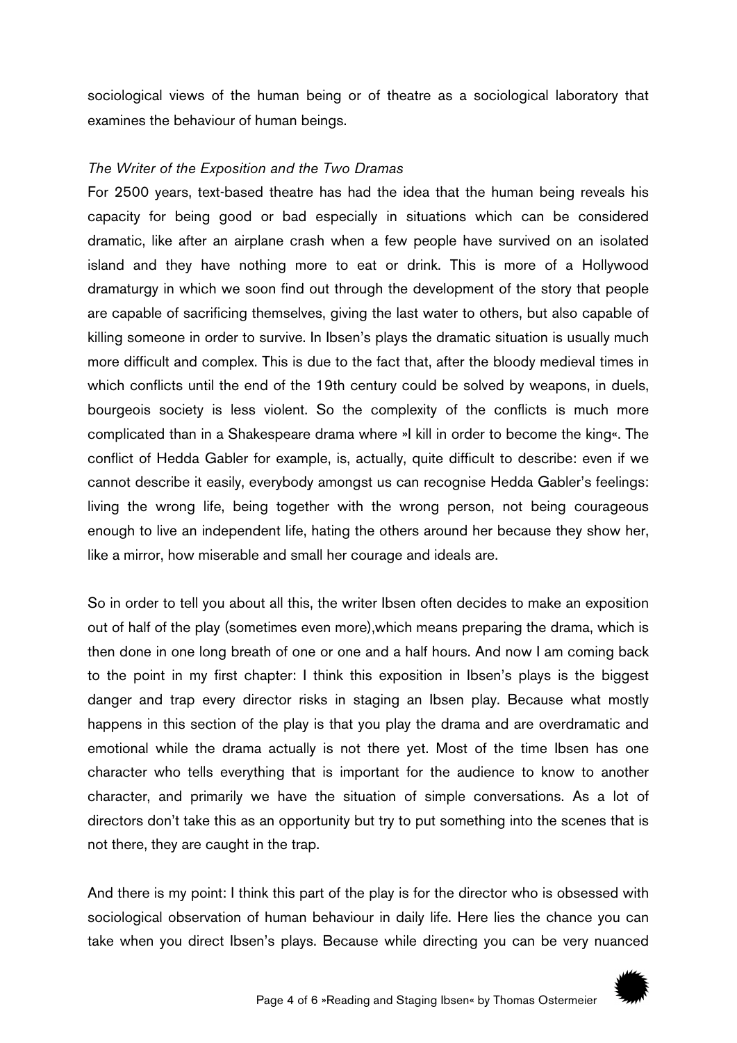sociological views of the human being or of theatre as a sociological laboratory that examines the behaviour of human beings.

*The Writer of the Exposition and the Two Dramas*

For 2500 years, text-based theatre has had the idea that the human being reveals his capacity for being good or bad especially in situations which can be considered dramatic, like after an airplane crash when a few people have survived on an isolated island and they have nothing more to eat or drink. This is more of a Hollywood dramaturgy in which we soon find out through the development of the story that people are capable of sacrificing themselves, giving the last water to others, but also capable of killing someone in order to survive. In Ibsen's plays the dramatic situation is usually much more difficult and complex. This is due to the fact that, after the bloody medieval times in which conflicts until the end of the 19th century could be solved by weapons, in duels, bourgeois society is less violent. So the complexity of the conflicts is much more complicated than in a Shakespeare drama where »I kill in order to become the king«. The conflict of Hedda Gabler for example, is, actually, quite difficult to describe: even if we cannot describe it easily, everybody amongst us can recognise Hedda Gabler's feelings: living the wrong life, being together with the wrong person, not being courageous enough to live an independent life, hating the others around her because they show her, like a mirror, how miserable and small her courage and ideals are.

So in order to tell you about all this, the writer Ibsen often decides to make an exposition out of half of the play (sometimes even more),which means preparing the drama, which is then done in one long breath of one or one and a half hours. And now I am coming back to the point in my first chapter: I think this exposition in Ibsen's plays is the biggest danger and trap every director risks in staging an Ibsen play. Because what mostly happens in this section of the play is that you play the drama and are overdramatic and emotional while the drama actually is not there yet. Most of the time Ibsen has one character who tells everything that is important for the audience to know to another character, and primarily we have the situation of simple conversations. As a lot of directors don't take this as an opportunity but try to put something into the scenes that is not there, they are caught in the trap.

And there is my point: I think this part of the play is for the director who is obsessed with sociological observation of human behaviour in daily life. Here lies the chance you can take when you direct Ibsen's plays. Because while directing you can be very nuanced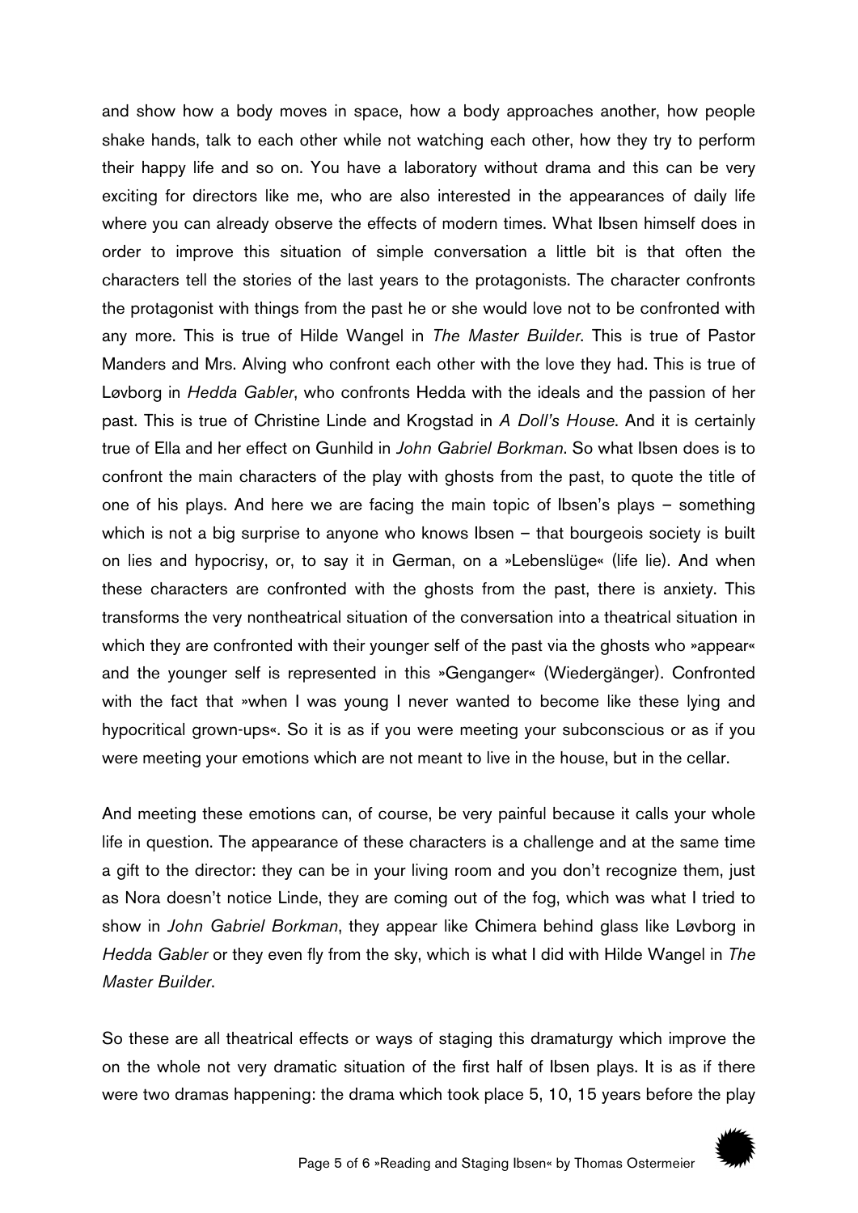and show how a body moves in space, how a body approaches another, how people shake hands, talk to each other while not watching each other, how they try to perform their happy life and so on. You have a laboratory without drama and this can be very exciting for directors like me, who are also interested in the appearances of daily life where you can already observe the effects of modern times. What Ibsen himself does in order to improve this situation of simple conversation a little bit is that often the characters tell the stories of the last years to the protagonists. The character confronts the protagonist with things from the past he or she would love not to be confronted with any more. This is true of Hilde Wangel in *The Master Builder*. This is true of Pastor Manders and Mrs. Alving who confront each other with the love they had. This is true of Løvborg in *Hedda Gabler*, who confronts Hedda with the ideals and the passion of her past. This is true of Christine Linde and Krogstad in *A Doll's House*. And it is certainly true of Ella and her effect on Gunhild in *John Gabriel Borkman*. So what Ibsen does is to confront the main characters of the play with ghosts from the past, to quote the title of one of his plays. And here we are facing the main topic of Ibsen's plays – something which is not a big surprise to anyone who knows Ibsen – that bourgeois society is built on lies and hypocrisy, or, to say it in German, on a »Lebenslüge« (life lie). And when these characters are confronted with the ghosts from the past, there is anxiety. This transforms the very nontheatrical situation of the conversation into a theatrical situation in which they are confronted with their younger self of the past via the ghosts who »appear« and the younger self is represented in this »Genganger« (Wiedergänger). Confronted with the fact that »when I was young I never wanted to become like these lying and hypocritical grown-ups«. So it is as if you were meeting your subconscious or as if you were meeting your emotions which are not meant to live in the house, but in the cellar.

And meeting these emotions can, of course, be very painful because it calls your whole life in question. The appearance of these characters is a challenge and at the same time a gift to the director: they can be in your living room and you don't recognize them, just as Nora doesn't notice Linde, they are coming out of the fog, which was what I tried to show in *John Gabriel Borkman*, they appear like Chimera behind glass like Løvborg in *Hedda Gabler* or they even fly from the sky, which is what I did with Hilde Wangel in *The Master Builder*.

So these are all theatrical effects or ways of staging this dramaturgy which improve the on the whole not very dramatic situation of the first half of Ibsen plays. It is as if there were two dramas happening: the drama which took place 5, 10, 15 years before the play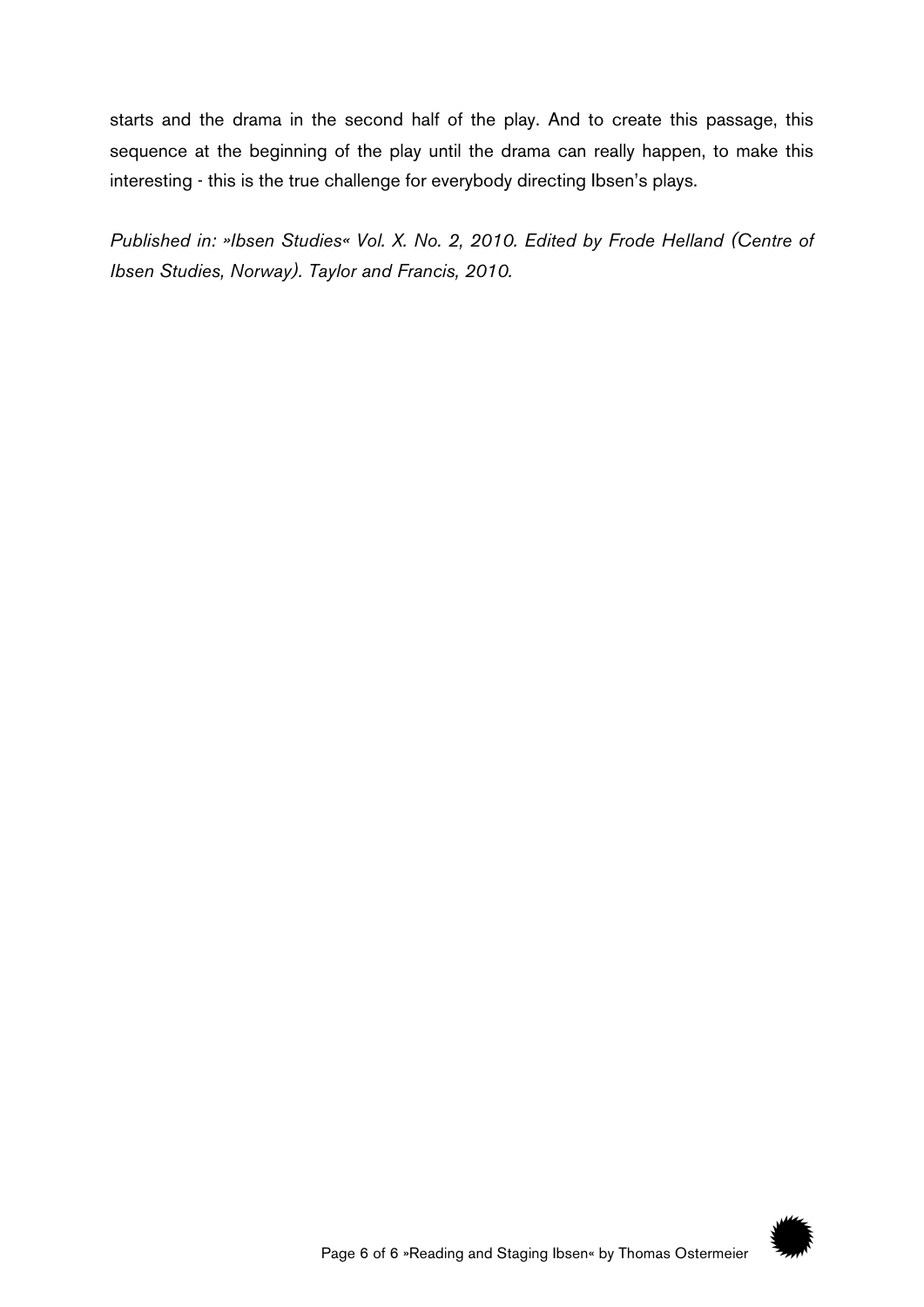starts and the drama in the second half of the play. And to create this passage, this sequence at the beginning of the play until the drama can really happen, to make this interesting - this is the true challenge for everybody directing Ibsen's plays.

*Published in: »Ibsen Studies« Vol. X. No. 2, 2010. Edited by Frode Helland (Centre of Ibsen Studies, Norway). Taylor and Francis, 2010.*